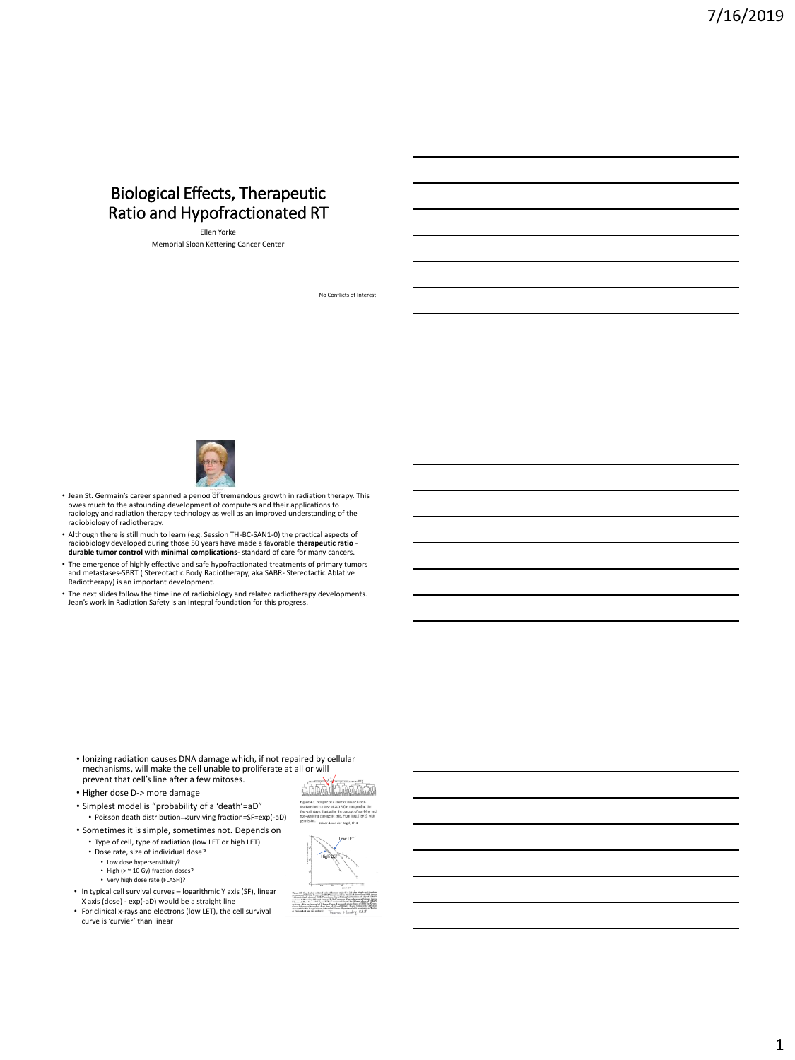# Biological Effects, Therapeutic Ratio and Hypofractionated RT

Ellen Yorke

Memorial Sloan Kettering Cancer Center

No Conflicts of Interest

- Jean St. Germain's career spanned a period of tremendous growth in radiation therapy. This owes much to the astounding development of computers and their applications to radiology and radiation therapy technology as well as an improved understanding of the radiobiology of radiotherapy.
- Although there is still much to learn (e.g. Session TH-BC-SAN1-0) the practical aspects of radiobiology developed during those 50 years have made a favorable **therapeutic ratio** - **durable tumor control** with **minimal complications-** standard of care for many cancers.
- The emergence of highly effective and safe hypofractionated treatments of primary tumors and metastases-SBRT ( Stereotactic Body Radiotherapy, aka SABR- Stereotactic Ablative Radiotherapy) is an important development.
- The next slides follow the timeline of radiobiology and related radiotherapy developments. Jean's work in Radiation Safety is an integral foundation for this progress.

---

- Ionizing radiation causes DNA damage which, if not repaired by cellular mechanisms, will make the cell unable to proliferate at all or will prevent that cell's line after a few mitoses.
- Higher dose D-> more damage
- Simplest model is "probability of a 'death'=aD"
  - Poisson death distribution→surviving fraction=SF=exp(-aD)
- Sometimes it is simple, sometimes not. Depends on
  - Type of cell, type of radiation (low LET or high LET)
  - Dose rate, size of individual dose?
    - Low dose hypersensitivity?
    - High (> ~ 10 Gy) fraction doses?
    - Very high dose rate (FLASH)?
- In typical cell survival curves – logarithmic Y axis (SF), linear X axis (dose) - exp(-aD) would be a straight line
- For clinical x-rays and electrons (low LET), the cell survival curve is 'curvier' than linear

Joiner & van der Kogel, Ch 4

Low LET

High LET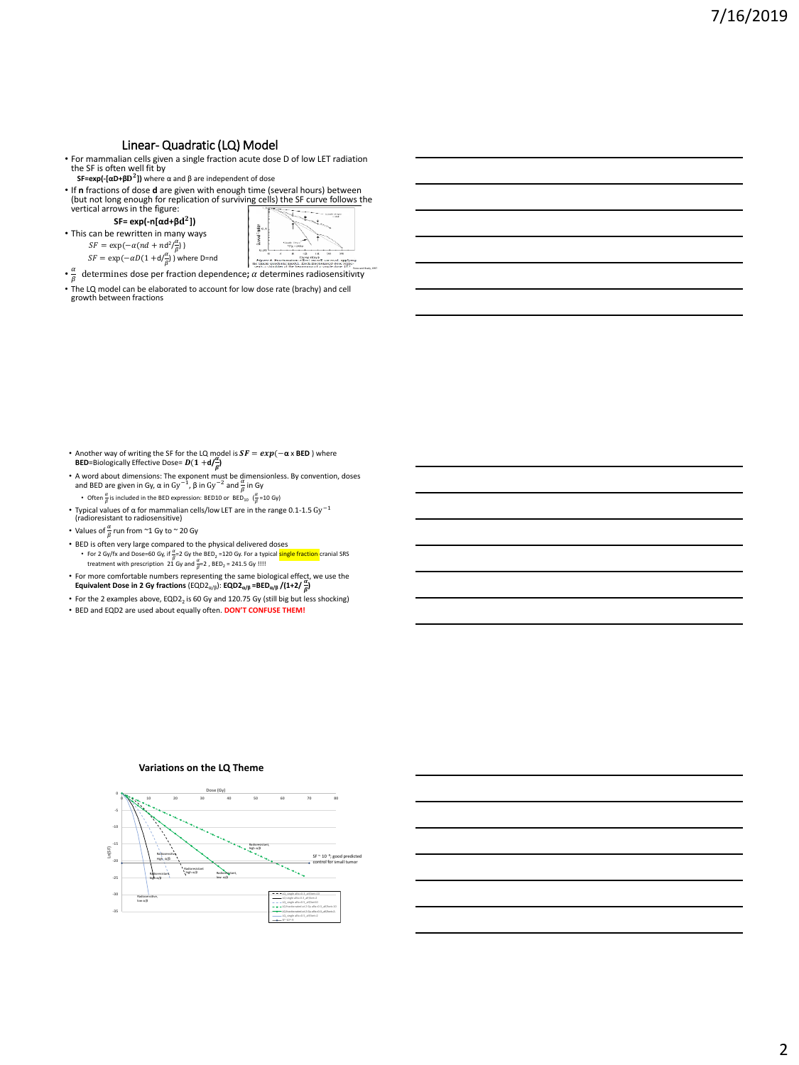## Linear- Quadratic (LQ) Model

- For mammalian cells given a single fraction acute dose D of low LET radiation the SF is often well fit by
  **SF=exp(-[αD+βD²])** where α and β are independent of dose
- If **n** fractions of dose **d** are given with enough time (several hours) between (but not long enough for replication of surviving cells) the SF curve follows the vertical arrows in the figure:

  **SF= exp(-n[αd+βd²])**

- This can be rewritten in many ways

  $SF = \exp(-\alpha(nd + nd^2/\frac{\alpha}{\beta}))$

  $SF = \exp(-\alpha D(1 + d/\frac{\alpha}{\beta}))$ where D=nd

- $\frac{\alpha}{\beta}$ determines dose per fraction dependence; $\alpha$ determines radiosensitivity
- The LQ model can be elaborated to account for low dose rate (brachy) and cell growth between fractions

---

- Another way of writing the SF for the LQ model is $SF = exp(-\alpha \times \textbf{BED})$ where **BED**=Biologically Effective Dose= $D(1 + d/\frac{\alpha}{\beta})$
- A word about dimensions: The exponent must be dimensionless. By convention, doses and BED are given in Gy, α in $Gy^{-1}$, β in $Gy^{-2}$ and $\frac{\alpha}{\beta}$ in Gy
  - Often $\frac{\alpha}{\beta}$ is included in the BED expression: BED10 or $BED_{10}$ ($\frac{\alpha}{\beta}$=10 Gy)
- Typical values of α for mammalian cells/low LET are in the range 0.1-1.5 $Gy^{-1}$ (radioresistant to radiosensitive)
- Values of $\frac{\alpha}{\beta}$ run from ~1 Gy to ~ 20 Gy
- BED is often very large compared to the physical delivered doses
  - For 2 Gy/fx and Dose=60 Gy, if $\frac{\alpha}{\beta}$=2 Gy the $BED_2$ =120 Gy. For a typical single fraction cranial SRS treatment with prescription 21 Gy and $\frac{\alpha}{\beta}$=2 , $BED_2$ = 241.5 Gy !!!!
- For more comfortable numbers representing the same biological effect, we use the **Equivalent Dose in 2 Gy fractions** ($EQD2_{\alpha/\beta}$): $\textbf{EQD2}_{\alpha/\beta}$ **=**$\textbf{BED}_{\alpha/\beta}$ **/(1+2/** $\frac{\alpha}{\beta}$**)**
- For the 2 examples above, $EQD2_2$ is 60 Gy and 120.75 Gy (still big but less shocking)
- BED and EQD2 are used about equally often. **DON'T CONFUSE THEM!**

---

**Variations on the LQ Theme**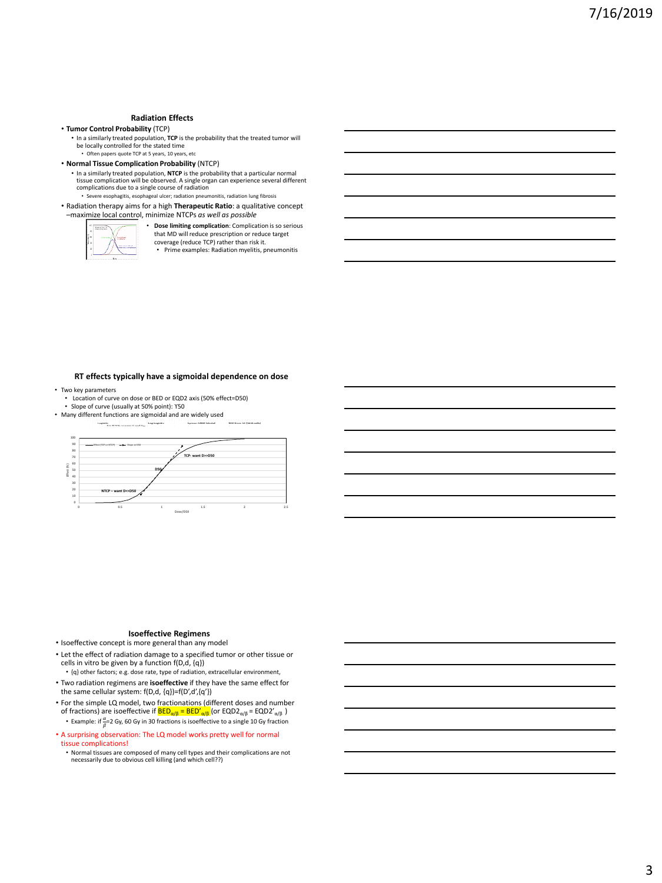## Radiation Effects

- **Tumor Control Probability** (TCP)
  - In a similarly treated population, **TCP** is the probability that the treated tumor will be locally controlled for the stated time
    - Often papers quote TCP at 5 years, 10 years, etc
- **Normal Tissue Complication Probability** (NTCP)
  - In a similarly treated population, **NTCP** is the probability that a particular normal tissue complication will be observed. A single organ can experience several different complications due to a single course of radiation
    - Severe esophagitis, esophageal ulcer; radiation pneumonitis, radiation lung fibrosis
- Radiation therapy aims for a high **Therapeutic Ratio**: a qualitative concept –maximize local control, minimize NTCPs *as well as possible*
  - **Dose limiting complication**: Complication is so serious that MD will reduce prescription or reduce target coverage (reduce TCP) rather than risk it.
    - Prime examples: Radiation myelitis, pneumonitis

## RT effects typically have a sigmoidal dependence on dose

- Two key parameters
  - Location of curve on dose or BED or EQD2 axis (50% effect=D50)
  - Slope of curve (usually at 50% point): Y50
- Many different functions are sigmoidal and are widely used

Logistic | Log-logistic | Lyman NTCP Model | TCP from SF (N cells)

Effect (TCP or NTCP) — Slope at D50

TCP- want D>>D50

D50

NTCP – want D<<D50

Effect (%)

Dose/D50

## Isoeffective Regimens

- Isoeffective concept is more general than any model
- Let the effect of radiation damage to a specified tumor or other tissue or cells in vitro be given by a function f(D,d, {q})
  - {q} other factors; e.g. dose rate, type of radiation, extracellular environment,
- Two radiation regimens are **isoeffective** if they have the same effect for the same cellular system: f(D,d, {q})=f(D',d',{q'})
- For the simple LQ model, two fractionations (different doses and number of fractions) are isoeffective if $BED_{\alpha/\beta} = BED'_{\alpha/\beta}$ (or $EQD2_{\alpha/\beta} = EQD2'_{\alpha/\beta}$ )
  - Example: if $\frac{\alpha}{\beta}$=2 Gy, 60 Gy in 30 fractions is isoeffective to a single 10 Gy fraction
- A surprising observation: The LQ model works pretty well for normal tissue complications!
  - Normal tissues are composed of many cell types and their complications are not necessarily due to obvious cell killing (and which cell??)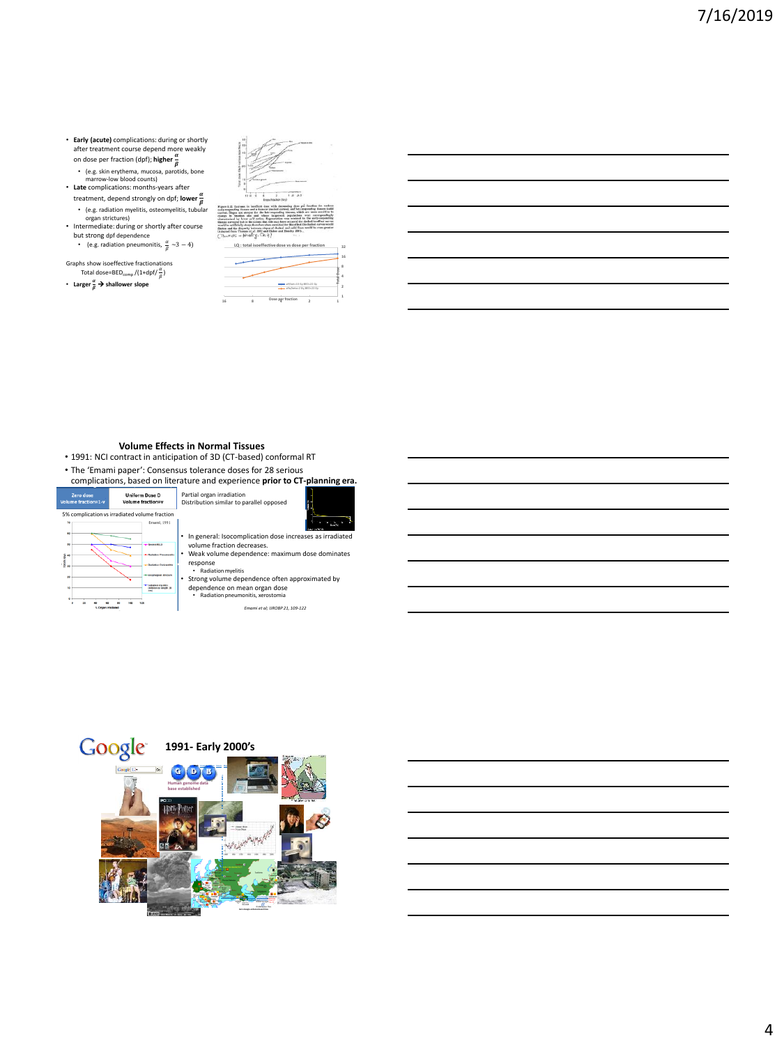- **Early (acute)** complications: during or shortly after treatment course depend more weakly on dose per fraction (dpf); **higher** $\frac{\alpha}{\beta}$
  - (e.g. skin erythema, mucosa, parotids, bone marrow-low blood counts)
- **Late** complications: months-years after treatment, depend strongly on dpf; **lower** $\frac{\alpha}{\beta}$
  - (e.g. radiation myelitis, osteomyelitis, tubular organ strictures)
- Intermediate: during or shortly after course but strong dpf dependence
  - (e.g. radiation pneumonitis, $\frac{\alpha}{\beta} \sim 3-4$)

Graphs show isoeffective fractionations

Total dose=$BED_{comp}/(1+dpf/\frac{\alpha}{\beta})$

- **Larger** $\frac{\alpha}{\beta}$ → **shallower slope**

LQ : total isoeffective dose vs dose per fraction

## Volume Effects in Normal Tissues

- 1991: NCI contract in anticipation of 3D (CT-based) conformal RT
- The 'Emami paper': Consensus tolerance doses for 28 serious complications, based on literature and experience **prior to CT-planning era.**

| Zero dose Volume fraction=1-v | Uniform Dose D Volume fraction=v |
| --- | --- |

Partial organ irradiation

Distribution similar to parallel opposed

5% complication vs irradiated volume fraction

- In general: Isocomplication dose increases as irradiated volume fraction decreases.
- Weak volume dependence: maximum dose dominates response
  - Radiation myelitis
- Strong volume dependence often approximated by dependence on mean organ dose
  - Radiation pneumonitis, xerostomia

*Emami et al; IJROBP 21, 109-122*

## 1991- Early 2000's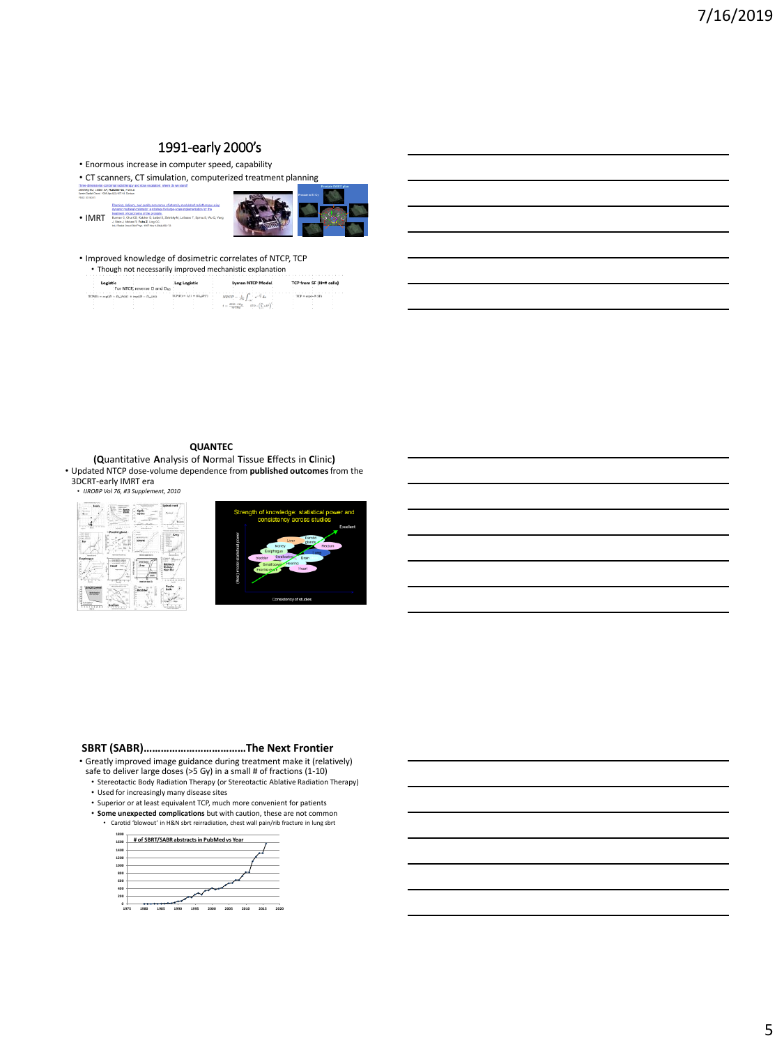## 1991-early 2000's

- Enormous increase in computer speed, capability
- CT scanners, CT simulation, computerized treatment planning
- IMRT
- Improved knowledge of dosimetric correlates of NTCP, TCP
  - Though not necessarily improved mechanistic explanation

| Logistic | Log Logistic | Lyman NTCP Model | TCP from SF (N=# cells) |
|---|---|---|---|
| For NTCP, reverse D and $D_{50}$ | | | |

## QUANTEC

**(Q**uantitative **A**nalysis of **N**ormal **T**issue **E**ffects in **C**linic**)**

- Updated NTCP dose-volume dependence from **published outcomes** from the 3DCRT-early IMRT era
  - *IJROBP Vol 76, #3 Supplement, 2010*

## SBRT (SABR)………………………………The Next Frontier

- Greatly improved image guidance during treatment make it (relatively) safe to deliver large doses (>5 Gy) in a small # of fractions (1-10)
  - Stereotactic Body Radiation Therapy (or Stereotactic Ablative Radiation Therapy)
  - Used for increasingly many disease sites
  - Superior or at least equivalent TCP, much more convenient for patients
  - **Some unexpected complications** but with caution, these are not common
    - Carotid 'blowout' in H&N sbrt reirradiation, chest wall pain/rib fracture in lung sbrt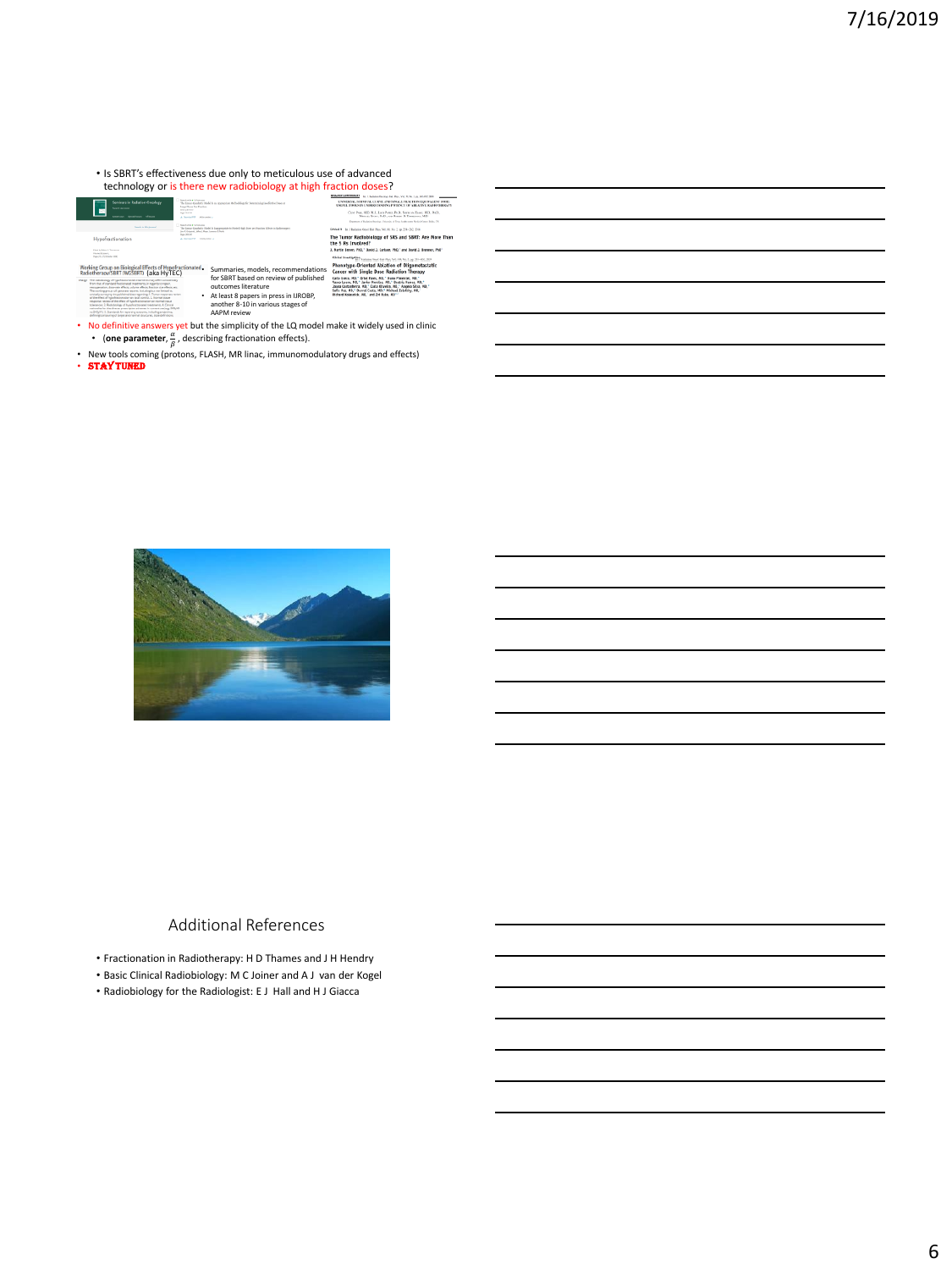- Is SBRT's effectiveness due only to meticulous use of advanced technology or is there new radiobiology at high fraction doses?

Working Group on Biological Effects of Hypofractionated Radiotherapy/SBRT (WGSBRT) (aka HyTEC)

- Summaries, models, recommendations for SBRT based on review of published outcomes literature
- At least 8 papers in press in IJROBP, another 8-10 in various stages of AAPM review

- No definitive answers yet but the simplicity of the LQ model make it widely used in clinic
  - (**one parameter**, $\frac{\alpha}{\beta}$ , describing fractionation effects).
- New tools coming (protons, FLASH, MR linac, immunomodulatory drugs and effects)
- **STAY TUNED**

## Additional References

- Fractionation in Radiotherapy: H D Thames and J H Hendry
- Basic Clinical Radiobiology: M C Joiner and A J van der Kogel
- Radiobiology for the Radiologist: E J Hall and H J Giacca